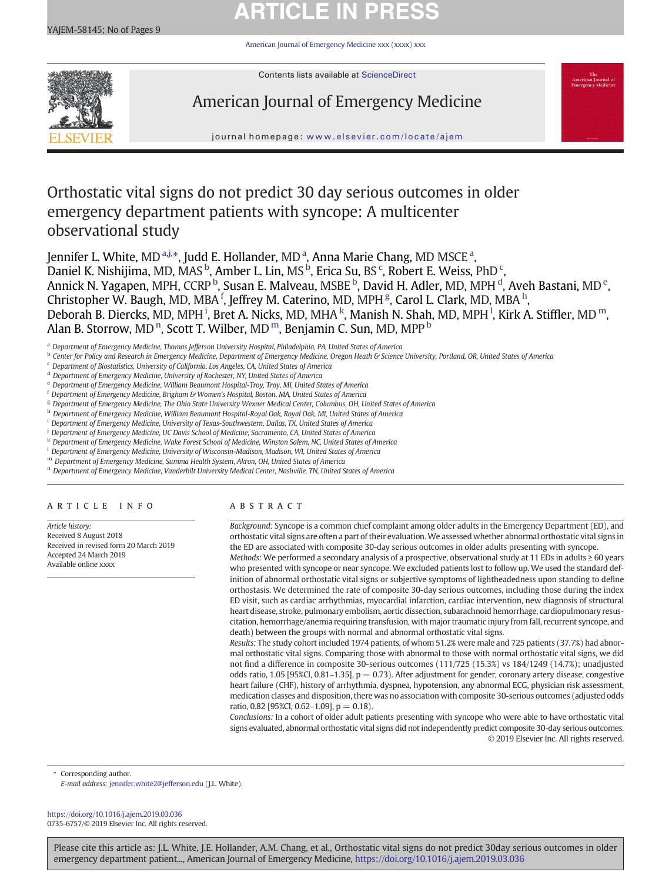# Orthostatic vital signs do not predict 30 day serious outcomes in older emergency department patients with syncope: A multicenter observational study

Jennifer L. White, MD [a,j,*], Judd E. Hollander, MD [a], Anna Marie Chang, MD MSCE [a], Daniel K. Nishijima, MD, MAS [b], Amber L. Lin, MS [b], Erica Su, BS [c], Robert E. Weiss, PhD [c], Annick N. Yagapen, MPH, CCRP [b], Susan E. Malveau, MSBE [b], David H. Adler, MD, MPH [d], Aveh Bastani, MD [e], Christopher W. Baugh, MD, MBA [f], Jeffrey M. Caterino, MD, MPH [g], Carol L. Clark, MD, MBA [h], Deborah B. Diercks, MD, MPH [i], Bret A. Nicks, MD, MHA [k], Manish N. Shah, MD, MPH [l], Kirk A. Stiffler, MD [m], Alan B. Storrow, MD [n], Scott T. Wilber, MD [m], Benjamin C. Sun, MD, MPP [b]

[a] Department of Emergency Medicine, Thomas Jefferson University Hospital, Philadelphia, PA, United States of America
[b] Center for Policy and Research in Emergency Medicine, Department of Emergency Medicine, Oregon Heath & Science University, Portland, OR, United States of America
[c] Department of Biostatistics, University of California, Los Angeles, CA, United States of America
[d] Department of Emergency Medicine, University of Rochester, NY, United States of America
[e] Department of Emergency Medicine, William Beaumont Hospital-Troy, Troy, MI, United States of America
[f] Department of Emergency Medicine, Brigham & Women's Hospital, Boston, MA, United States of America
[g] Department of Emergency Medicine, The Ohio State University Wexner Medical Center, Columbus, OH, United States of America
[h] Department of Emergency Medicine, William Beaumont Hospital-Royal Oak, Royal Oak, MI, United States of America
[i] Department of Emergency Medicine, University of Texas-Southwestern, Dallas, TX, United States of America
[j] Department of Emergency Medicine, UC Davis School of Medicine, Sacramento, CA, United States of America
[k] Department of Emergency Medicine, Wake Forest School of Medicine, Winston Salem, NC, United States of America
[l] Department of Emergency Medicine, University of Wisconsin-Madison, Madison, WI, United States of America
[m] Department of Emergency Medicine, Summa Health System, Akron, OH, United States of America
[n] Department of Emergency Medicine, Vanderbilt University Medical Center, Nashville, TN, United States of America

## ARTICLE INFO

*Article history:*
Received 8 August 2018
Received in revised form 20 March 2019
Accepted 24 March 2019
Available online xxxx

## ABSTRACT

*Background:* Syncope is a common chief complaint among older adults in the Emergency Department (ED), and orthostatic vital signs are often a part of their evaluation. We assessed whether abnormal orthostatic vital signs in the ED are associated with composite 30-day serious outcomes in older adults presenting with syncope.

*Methods:* We performed a secondary analysis of a prospective, observational study at 11 EDs in adults ≥ 60 years who presented with syncope or near syncope. We excluded patients lost to follow up. We used the standard definition of abnormal orthostatic vital signs or subjective symptoms of lightheadedness upon standing to define orthostasis. We determined the rate of composite 30-day serious outcomes, including those during the index ED visit, such as cardiac arrhythmias, myocardial infarction, cardiac intervention, new diagnosis of structural heart disease, stroke, pulmonary embolism, aortic dissection, subarachnoid hemorrhage, cardiopulmonary resuscitation, hemorrhage/anemia requiring transfusion, with major traumatic injury from fall, recurrent syncope, and death) between the groups with normal and abnormal orthostatic vital signs.

*Results:* The study cohort included 1974 patients, of whom 51.2% were male and 725 patients (37.7%) had abnormal orthostatic vital signs. Comparing those with abnormal to those with normal orthostatic vital signs, we did not find a difference in composite 30-serious outcomes (111/725 (15.3%) vs 184/1249 (14.7%); unadjusted odds ratio, 1.05 [95%CI, 0.81–1.35], p = 0.73). After adjustment for gender, coronary artery disease, congestive heart failure (CHF), history of arrhythmia, dyspnea, hypotension, any abnormal ECG, physician risk assessment, medication classes and disposition, there was no association with composite 30-serious outcomes (adjusted odds ratio, 0.82 [95%CI, 0.62–1.09], p = 0.18).

*Conclusions:* In a cohort of older adult patients presenting with syncope who were able to have orthostatic vital signs evaluated, abnormal orthostatic vital signs did not independently predict composite 30-day serious outcomes.

© 2019 Elsevier Inc. All rights reserved.

\* Corresponding author.
*E-mail address:* jennifer.white2@jefferson.edu (J.L. White).

https://doi.org/10.1016/j.ajem.2019.03.036
0735-6757/© 2019 Elsevier Inc. All rights reserved.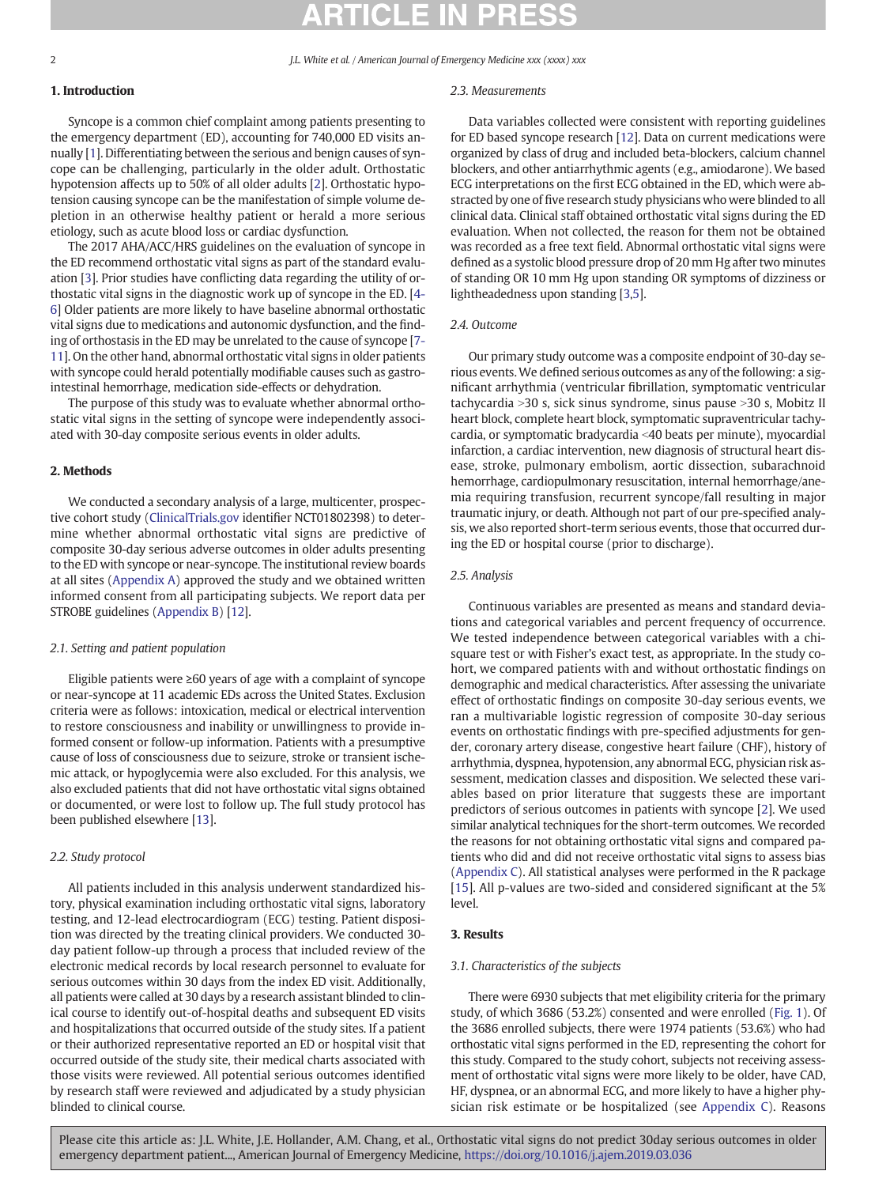## 1. Introduction

Syncope is a common chief complaint among patients presenting to the emergency department (ED), accounting for 740,000 ED visits annually [1]. Differentiating between the serious and benign causes of syncope can be challenging, particularly in the older adult. Orthostatic hypotension affects up to 50% of all older adults [2]. Orthostatic hypotension causing syncope can be the manifestation of simple volume depletion in an otherwise healthy patient or herald a more serious etiology, such as acute blood loss or cardiac dysfunction.

The 2017 AHA/ACC/HRS guidelines on the evaluation of syncope in the ED recommend orthostatic vital signs as part of the standard evaluation [3]. Prior studies have conflicting data regarding the utility of orthostatic vital signs in the diagnostic work up of syncope in the ED. [4-6] Older patients are more likely to have baseline abnormal orthostatic vital signs due to medications and autonomic dysfunction, and the finding of orthostasis in the ED may be unrelated to the cause of syncope [7-11]. On the other hand, abnormal orthostatic vital signs in older patients with syncope could herald potentially modifiable causes such as gastrointestinal hemorrhage, medication side-effects or dehydration.

The purpose of this study was to evaluate whether abnormal orthostatic vital signs in the setting of syncope were independently associated with 30-day composite serious events in older adults.

## 2. Methods

We conducted a secondary analysis of a large, multicenter, prospective cohort study (ClinicalTrials.gov identifier NCT01802398) to determine whether abnormal orthostatic vital signs are predictive of composite 30-day serious adverse outcomes in older adults presenting to the ED with syncope or near-syncope. The institutional review boards at all sites (Appendix A) approved the study and we obtained written informed consent from all participating subjects. We report data per STROBE guidelines (Appendix B) [12].

### 2.1. Setting and patient population

Eligible patients were ≥60 years of age with a complaint of syncope or near-syncope at 11 academic EDs across the United States. Exclusion criteria were as follows: intoxication, medical or electrical intervention to restore consciousness and inability or unwillingness to provide informed consent or follow-up information. Patients with a presumptive cause of loss of consciousness due to seizure, stroke or transient ischemic attack, or hypoglycemia were also excluded. For this analysis, we also excluded patients that did not have orthostatic vital signs obtained or documented, or were lost to follow up. The full study protocol has been published elsewhere [13].

### 2.2. Study protocol

All patients included in this analysis underwent standardized history, physical examination including orthostatic vital signs, laboratory testing, and 12-lead electrocardiogram (ECG) testing. Patient disposition was directed by the treating clinical providers. We conducted 30-day patient follow-up through a process that included review of the electronic medical records by local research personnel to evaluate for serious outcomes within 30 days from the index ED visit. Additionally, all patients were called at 30 days by a research assistant blinded to clinical course to identify out-of-hospital deaths and subsequent ED visits and hospitalizations that occurred outside of the study sites. If a patient or their authorized representative reported an ED or hospital visit that occurred outside of the study site, their medical charts associated with those visits were reviewed. All potential serious outcomes identified by research staff were reviewed and adjudicated by a study physician blinded to clinical course.

### 2.3. Measurements

Data variables collected were consistent with reporting guidelines for ED based syncope research [12]. Data on current medications were organized by class of drug and included beta-blockers, calcium channel blockers, and other antiarrhythmic agents (e.g., amiodarone). We based ECG interpretations on the first ECG obtained in the ED, which were abstracted by one of five research study physicians who were blinded to all clinical data. Clinical staff obtained orthostatic vital signs during the ED evaluation. When not collected, the reason for them not be obtained was recorded as a free text field. Abnormal orthostatic vital signs were defined as a systolic blood pressure drop of 20 mm Hg after two minutes of standing OR 10 mm Hg upon standing OR symptoms of dizziness or lightheadedness upon standing [3,5].

### 2.4. Outcome

Our primary study outcome was a composite endpoint of 30-day serious events. We defined serious outcomes as any of the following: a significant arrhythmia (ventricular fibrillation, symptomatic ventricular tachycardia >30 s, sick sinus syndrome, sinus pause >30 s, Mobitz II heart block, complete heart block, symptomatic supraventricular tachycardia, or symptomatic bradycardia <40 beats per minute), myocardial infarction, a cardiac intervention, new diagnosis of structural heart disease, stroke, pulmonary embolism, aortic dissection, subarachnoid hemorrhage, cardiopulmonary resuscitation, internal hemorrhage/anemia requiring transfusion, recurrent syncope/fall resulting in major traumatic injury, or death. Although not part of our pre-specified analysis, we also reported short-term serious events, those that occurred during the ED or hospital course (prior to discharge).

### 2.5. Analysis

Continuous variables are presented as means and standard deviations and categorical variables and percent frequency of occurrence. We tested independence between categorical variables with a chi-square test or with Fisher's exact test, as appropriate. In the study cohort, we compared patients with and without orthostatic findings on demographic and medical characteristics. After assessing the univariate effect of orthostatic findings on composite 30-day serious events, we ran a multivariable logistic regression of composite 30-day serious events on orthostatic findings with pre-specified adjustments for gender, coronary artery disease, congestive heart failure (CHF), history of arrhythmia, dyspnea, hypotension, any abnormal ECG, physician risk assessment, medication classes and disposition. We selected these variables based on prior literature that suggests these are important predictors of serious outcomes in patients with syncope [2]. We used similar analytical techniques for the short-term outcomes. We recorded the reasons for not obtaining orthostatic vital signs and compared patients who did and did not receive orthostatic vital signs to assess bias (Appendix C). All statistical analyses were performed in the R package [15]. All p-values are two-sided and considered significant at the 5% level.

## 3. Results

### 3.1. Characteristics of the subjects

There were 6930 subjects that met eligibility criteria for the primary study, of which 3686 (53.2%) consented and were enrolled (Fig. 1). Of the 3686 enrolled subjects, there were 1974 patients (53.6%) who had orthostatic vital signs performed in the ED, representing the cohort for this study. Compared to the study cohort, subjects not receiving assessment of orthostatic vital signs were more likely to be older, have CAD, HF, dyspnea, or an abnormal ECG, and more likely to have a higher physician risk estimate or be hospitalized (see Appendix C). Reasons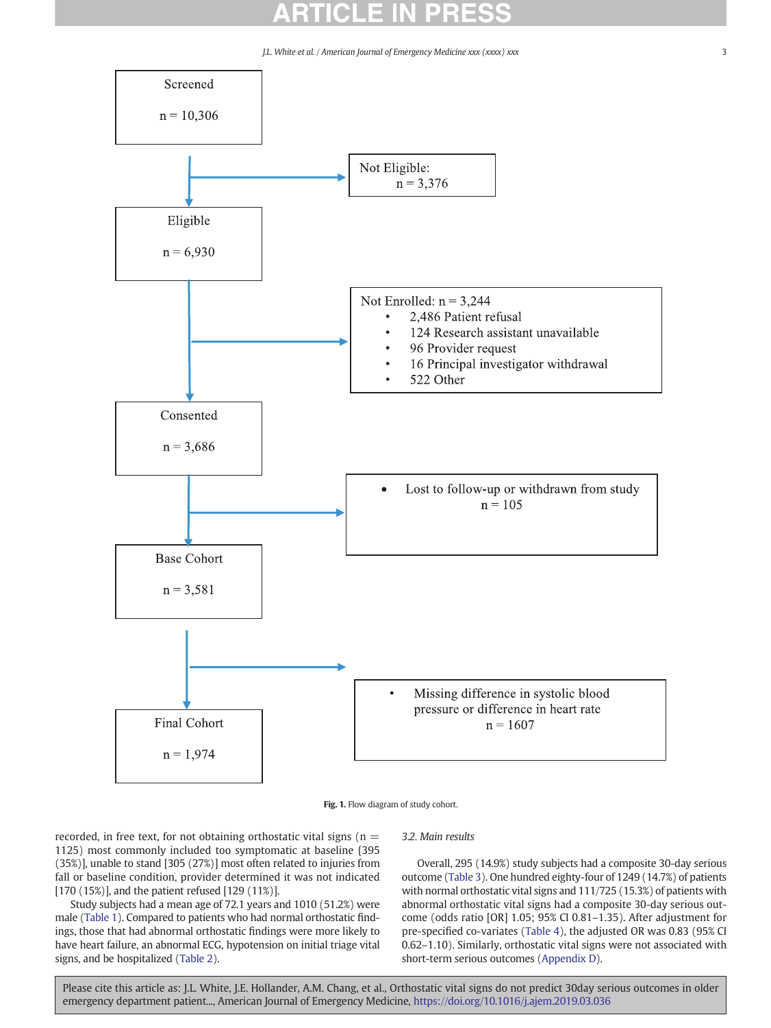Screened

n = 10,306

Not Eligible: n = 3,376

Eligible

n = 6,930

Not Enrolled: n = 3,244

- 2,486 Patient refusal
- 124 Research assistant unavailable
- 96 Provider request
- 16 Principal investigator withdrawal
- 522 Other

Consented

n = 3,686

- Lost to follow-up or withdrawn from study n = 105

Base Cohort

n = 3,581

- Missing difference in systolic blood pressure or difference in heart rate n = 1607

Final Cohort

n = 1,974

**Fig. 1.** Flow diagram of study cohort.

recorded, in free text, for not obtaining orthostatic vital signs (n = 1125) most commonly included too symptomatic at baseline {395 (35%)], unable to stand [305 (27%)] most often related to injuries from fall or baseline condition, provider determined it was not indicated [170 (15%)], and the patient refused [129 (11%)].

Study subjects had a mean age of 72.1 years and 1010 (51.2%) were male (Table 1). Compared to patients who had normal orthostatic findings, those that had abnormal orthostatic findings were more likely to have heart failure, an abnormal ECG, hypotension on initial triage vital signs, and be hospitalized (Table 2).

### 3.2. Main results

Overall, 295 (14.9%) study subjects had a composite 30-day serious outcome (Table 3). One hundred eighty-four of 1249 (14.7%) of patients with normal orthostatic vital signs and 111/725 (15.3%) of patients with abnormal orthostatic vital signs had a composite 30-day serious outcome (odds ratio [OR] 1.05; 95% CI 0.81–1.35). After adjustment for pre-specified co-variates (Table 4), the adjusted OR was 0.83 (95% CI 0.62–1.10). Similarly, orthostatic vital signs were not associated with short-term serious outcomes (Appendix D).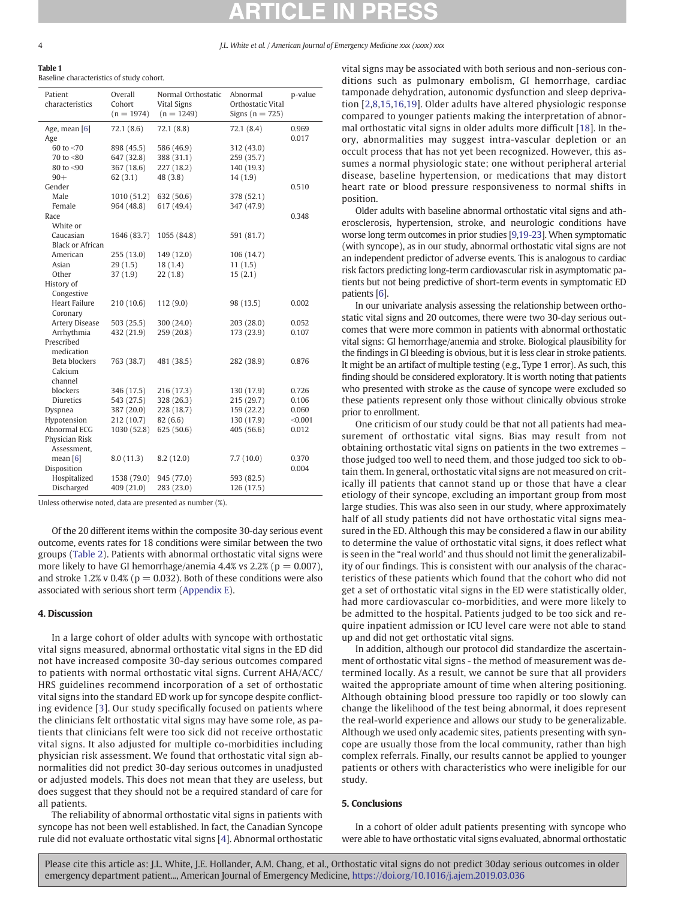Table 1
Baseline characteristics of study cohort.

| Patient characteristics | Overall Cohort (n = 1974) | Normal Orthostatic Vital Signs (n = 1249) | Abnormal Orthostatic Vital Signs (n = 725) | p-value |
|---|---|---|---|---|
| Age, mean [6] | 72.1 (8.6) | 72.1 (8.8) | 72.1 (8.4) | 0.969 |
| Age | | | | 0.017 |
| 60 to <70 | 898 (45.5) | 586 (46.9) | 312 (43.0) | |
| 70 to <80 | 647 (32.8) | 388 (31.1) | 259 (35.7) | |
| 80 to <90 | 367 (18.6) | 227 (18.2) | 140 (19.3) | |
| 90+ | 62 (3.1) | 48 (3.8) | 14 (1.9) | |
| Gender | | | | 0.510 |
| Male | 1010 (51.2) | 632 (50.6) | 378 (52.1) | |
| Female | 964 (48.8) | 617 (49.4) | 347 (47.9) | |
| Race | | | | 0.348 |
| White or Caucasian | 1646 (83.7) | 1055 (84.8) | 591 (81.7) | |
| Black or African American | 255 (13.0) | 149 (12.0) | 106 (14.7) | |
| Asian | 29 (1.5) | 18 (1.4) | 11 (1.5) | |
| Other | 37 (1.9) | 22 (1.8) | 15 (2.1) | |
| History of | | | | |
| Congestive Heart Failure | 210 (10.6) | 112 (9.0) | 98 (13.5) | 0.002 |
| Coronary Artery Disease | 503 (25.5) | 300 (24.0) | 203 (28.0) | 0.052 |
| Arrhythmia | 432 (21.9) | 259 (20.8) | 173 (23.9) | 0.107 |
| Prescribed medication | | | | |
| Beta blockers | 763 (38.7) | 481 (38.5) | 282 (38.9) | 0.876 |
| Calcium channel blockers | 346 (17.5) | 216 (17.3) | 130 (17.9) | 0.726 |
| Diuretics | 543 (27.5) | 328 (26.3) | 215 (29.7) | 0.106 |
| Dyspnea | 387 (20.0) | 228 (18.7) | 159 (22.2) | 0.060 |
| Hypotension | 212 (10.7) | 82 (6.6) | 130 (17.9) | <0.001 |
| Abnormal ECG | 1030 (52.8) | 625 (50.6) | 405 (56.6) | 0.012 |
| Physician Risk Assessment, mean [6] | 8.0 (11.3) | 8.2 (12.0) | 7.7 (10.0) | 0.370 |
| Disposition | | | | 0.004 |
| Hospitalized | 1538 (79.0) | 945 (77.0) | 593 (82.5) | |
| Discharged | 409 (21.0) | 283 (23.0) | 126 (17.5) | |

Unless otherwise noted, data are presented as number (%).

Of the 20 different items within the composite 30-day serious event outcome, events rates for 18 conditions were similar between the two groups (Table 2). Patients with abnormal orthostatic vital signs were more likely to have GI hemorrhage/anemia 4.4% vs 2.2% ($p = 0.007$), and stroke 1.2% v 0.4% ($p = 0.032$). Both of these conditions were also associated with serious short term (Appendix E).

## 4. Discussion

In a large cohort of older adults with syncope with orthostatic vital signs measured, abnormal orthostatic vital signs in the ED did not have increased composite 30-day serious outcomes compared to patients with normal orthostatic vital signs. Current AHA/ACC/HRS guidelines recommend incorporation of a set of orthostatic vital signs into the standard ED work up for syncope despite conflicting evidence [3]. Our study specifically focused on patients where the clinicians felt orthostatic vital signs may have some role, as patients that clinicians felt were too sick did not receive orthostatic vital signs. It also adjusted for multiple co-morbidities including physician risk assessment. We found that orthostatic vital sign abnormalities did not predict 30-day serious outcomes in unadjusted or adjusted models. This does not mean that they are useless, but does suggest that they should not be a required standard of care for all patients.

The reliability of abnormal orthostatic vital signs in patients with syncope has not been well established. In fact, the Canadian Syncope rule did not evaluate orthostatic vital signs [4]. Abnormal orthostatic vital signs may be associated with both serious and non-serious conditions such as pulmonary embolism, GI hemorrhage, cardiac tamponade dehydration, autonomic dysfunction and sleep deprivation [2,8,15,16,19]. Older adults have altered physiologic response compared to younger patients making the interpretation of abnormal orthostatic vital signs in older adults more difficult [18]. In theory, abnormalities may suggest intra-vascular depletion or an occult process that has not yet been recognized. However, this assumes a normal physiologic state; one without peripheral arterial disease, baseline hypertension, or medications that may distort heart rate or blood pressure responsiveness to normal shifts in position.

Older adults with baseline abnormal orthostatic vital signs and atherosclerosis, hypertension, stroke, and neurologic conditions have worse long term outcomes in prior studies [9,19-23]. When symptomatic (with syncope), as in our study, abnormal orthostatic vital signs are not an independent predictor of adverse events. This is analogous to cardiac risk factors predicting long-term cardiovascular risk in asymptomatic patients but not being predictive of short-term events in symptomatic ED patients [6].

In our univariate analysis assessing the relationship between orthostatic vital signs and 20 outcomes, there were two 30-day serious outcomes that were more common in patients with abnormal orthostatic vital signs: GI hemorrhage/anemia and stroke. Biological plausibility for the findings in GI bleeding is obvious, but it is less clear in stroke patients. It might be an artifact of multiple testing (e.g., Type 1 error). As such, this finding should be considered exploratory. It is worth noting that patients who presented with stroke as the cause of syncope were excluded so these patients represent only those without clinically obvious stroke prior to enrollment.

One criticism of our study could be that not all patients had measurement of orthostatic vital signs. Bias may result from not obtaining orthostatic vital signs on patients in the two extremes – those judged too well to need them, and those judged too sick to obtain them. In general, orthostatic vital signs are not measured on critically ill patients that cannot stand up or those that have a clear etiology of their syncope, excluding an important group from most large studies. This was also seen in our study, where approximately half of all study patients did not have orthostatic vital signs measured in the ED. Although this may be considered a flaw in our ability to determine the value of orthostatic vital signs, it does reflect what is seen in the "real world' and thus should not limit the generalizability of our findings. This is consistent with our analysis of the characteristics of these patients which found that the cohort who did not get a set of orthostatic vital signs in the ED were statistically older, had more cardiovascular co-morbidities, and were more likely to be admitted to the hospital. Patients judged to be too sick and require inpatient admission or ICU level care were not able to stand up and did not get orthostatic vital signs.

In addition, although our protocol did standardize the ascertainment of orthostatic vital signs - the method of measurement was determined locally. As a result, we cannot be sure that all providers waited the appropriate amount of time when altering positioning. Although obtaining blood pressure too rapidly or too slowly can change the likelihood of the test being abnormal, it does represent the real-world experience and allows our study to be generalizable. Although we used only academic sites, patients presenting with syncope are usually those from the local community, rather than high complex referrals. Finally, our results cannot be applied to younger patients or others with characteristics who were ineligible for our study.

## 5. Conclusions

In a cohort of older adult patients presenting with syncope who were able to have orthostatic vital signs evaluated, abnormal orthostatic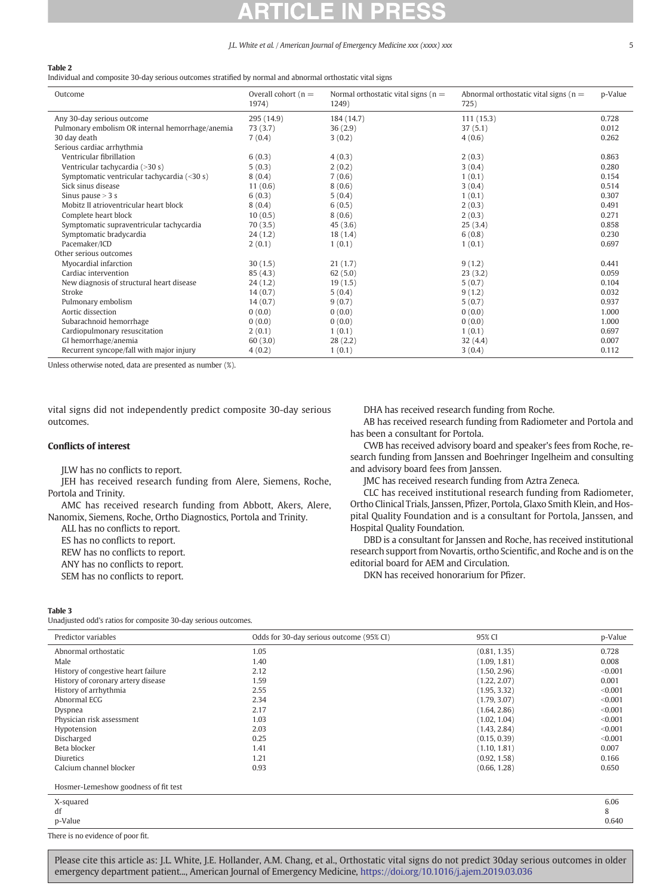**Table 2**
Individual and composite 30-day serious outcomes stratified by normal and abnormal orthostatic vital signs

| Outcome | Overall cohort (n = 1974) | Normal orthostatic vital signs (n = 1249) | Abnormal orthostatic vital signs (n = 725) | p-Value |
|---|---|---|---|---|
| Any 30-day serious outcome | 295 (14.9) | 184 (14.7) | 111 (15.3) | 0.728 |
| Pulmonary embolism OR internal hemorrhage/anemia | 73 (3.7) | 36 (2.9) | 37 (5.1) | 0.012 |
| 30 day death | 7 (0.4) | 3 (0.2) | 4 (0.6) | 0.262 |
| Serious cardiac arrhythmia | | | | |
| Ventricular fibrillation | 6 (0.3) | 4 (0.3) | 2 (0.3) | 0.863 |
| Ventricular tachycardia (>30 s) | 5 (0.3) | 2 (0.2) | 3 (0.4) | 0.280 |
| Symptomatic ventricular tachycardia (<30 s) | 8 (0.4) | 7 (0.6) | 1 (0.1) | 0.154 |
| Sick sinus disease | 11 (0.6) | 8 (0.6) | 3 (0.4) | 0.514 |
| Sinus pause > 3 s | 6 (0.3) | 5 (0.4) | 1 (0.1) | 0.307 |
| Mobitz II atrioventricular heart block | 8 (0.4) | 6 (0.5) | 2 (0.3) | 0.491 |
| Complete heart block | 10 (0.5) | 8 (0.6) | 2 (0.3) | 0.271 |
| Symptomatic supraventricular tachycardia | 70 (3.5) | 45 (3.6) | 25 (3.4) | 0.858 |
| Symptomatic bradycardia | 24 (1.2) | 18 (1.4) | 6 (0.8) | 0.230 |
| Pacemaker/ICD | 2 (0.1) | 1 (0.1) | 1 (0.1) | 0.697 |
| Other serious outcomes | | | | |
| Myocardial infarction | 30 (1.5) | 21 (1.7) | 9 (1.2) | 0.441 |
| Cardiac intervention | 85 (4.3) | 62 (5.0) | 23 (3.2) | 0.059 |
| New diagnosis of structural heart disease | 24 (1.2) | 19 (1.5) | 5 (0.7) | 0.104 |
| Stroke | 14 (0.7) | 5 (0.4) | 9 (1.2) | 0.032 |
| Pulmonary embolism | 14 (0.7) | 9 (0.7) | 5 (0.7) | 0.937 |
| Aortic dissection | 0 (0.0) | 0 (0.0) | 0 (0.0) | 1.000 |
| Subarachnoid hemorrhage | 0 (0.0) | 0 (0.0) | 0 (0.0) | 1.000 |
| Cardiopulmonary resuscitation | 2 (0.1) | 1 (0.1) | 1 (0.1) | 0.697 |
| GI hemorrhage/anemia | 60 (3.0) | 28 (2.2) | 32 (4.4) | 0.007 |
| Recurrent syncope/fall with major injury | 4 (0.2) | 1 (0.1) | 3 (0.4) | 0.112 |

Unless otherwise noted, data are presented as number (%).

vital signs did not independently predict composite 30-day serious outcomes.

## Conflicts of interest

JLW has no conflicts to report.

JEH has received research funding from Alere, Siemens, Roche, Portola and Trinity.

AMC has received research funding from Abbott, Akers, Alere, Nanomix, Siemens, Roche, Ortho Diagnostics, Portola and Trinity.

ALL has no conflicts to report.

ES has no conflicts to report.

REW has no conflicts to report.

ANY has no conflicts to report.

SEM has no conflicts to report.

DHA has received research funding from Roche.

AB has received research funding from Radiometer and Portola and has been a consultant for Portola.

CWB has received advisory board and speaker's fees from Roche, research funding from Janssen and Boehringer Ingelheim and consulting and advisory board fees from Janssen.

JMC has received research funding from Aztra Zeneca.

CLC has received institutional research funding from Radiometer, Ortho Clinical Trials, Janssen, Pfizer, Portola, Glaxo Smith Klein, and Hospital Quality Foundation and is a consultant for Portola, Janssen, and Hospital Quality Foundation.

DBD is a consultant for Janssen and Roche, has received institutional research support from Novartis, ortho Scientific, and Roche and is on the editorial board for AEM and Circulation.

DKN has received honorarium for Pfizer.

**Table 3**
Unadjusted odd's ratios for composite 30-day serious outcomes.

| Predictor variables | Odds for 30-day serious outcome (95% CI) | 95% CI | p-Value |
|---|---|---|---|
| Abnormal orthostatic | 1.05 | (0.81, 1.35) | 0.728 |
| Male | 1.40 | (1.09, 1.81) | 0.008 |
| History of congestive heart failure | 2.12 | (1.50, 2.96) | <0.001 |
| History of coronary artery disease | 1.59 | (1.22, 2.07) | 0.001 |
| History of arrhythmia | 2.55 | (1.95, 3.32) | <0.001 |
| Abnormal ECG | 2.34 | (1.79, 3.07) | <0.001 |
| Dyspnea | 2.17 | (1.64, 2.86) | <0.001 |
| Physician risk assessment | 1.03 | (1.02, 1.04) | <0.001 |
| Hypotension | 2.03 | (1.43, 2.84) | <0.001 |
| Discharged | 0.25 | (0.15, 0.39) | <0.001 |
| Beta blocker | 1.41 | (1.10, 1.81) | 0.007 |
| Diuretics | 1.21 | (0.92, 1.58) | 0.166 |
| Calcium channel blocker | 0.93 | (0.66, 1.28) | 0.650 |
| Hosmer-Lemeshow goodness of fit test | | | |
| X-squared | | | 6.06 |
| df | | | 8 |
| p-Value | | | 0.640 |

There is no evidence of poor fit.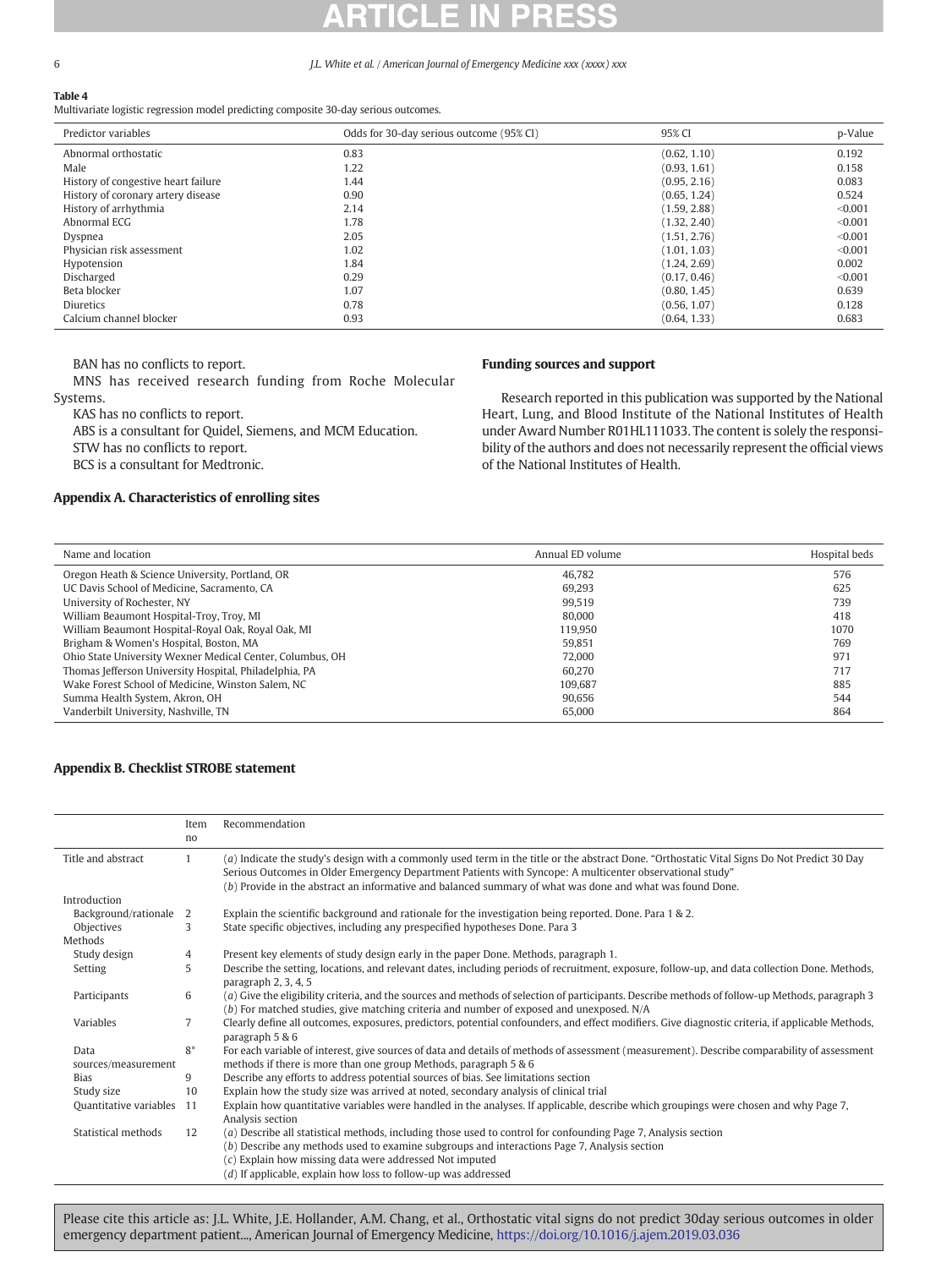**Table 4**
Multivariate logistic regression model predicting composite 30-day serious outcomes.

| Predictor variables | Odds for 30-day serious outcome (95% CI) | 95% CI | p-Value |
|---|---|---|---|
| Abnormal orthostatic | 0.83 | (0.62, 1.10) | 0.192 |
| Male | 1.22 | (0.93, 1.61) | 0.158 |
| History of congestive heart failure | 1.44 | (0.95, 2.16) | 0.083 |
| History of coronary artery disease | 0.90 | (0.65, 1.24) | 0.524 |
| History of arrhythmia | 2.14 | (1.59, 2.88) | <0.001 |
| Abnormal ECG | 1.78 | (1.32, 2.40) | <0.001 |
| Dyspnea | 2.05 | (1.51, 2.76) | <0.001 |
| Physician risk assessment | 1.02 | (1.01, 1.03) | <0.001 |
| Hypotension | 1.84 | (1.24, 2.69) | 0.002 |
| Discharged | 0.29 | (0.17, 0.46) | <0.001 |
| Beta blocker | 1.07 | (0.80, 1.45) | 0.639 |
| Diuretics | 0.78 | (0.56, 1.07) | 0.128 |
| Calcium channel blocker | 0.93 | (0.64, 1.33) | 0.683 |

BAN has no conflicts to report.

MNS has received research funding from Roche Molecular Systems.

KAS has no conflicts to report.

ABS is a consultant for Quidel, Siemens, and MCM Education.

STW has no conflicts to report.

BCS is a consultant for Medtronic.

## Funding sources and support

Research reported in this publication was supported by the National Heart, Lung, and Blood Institute of the National Institutes of Health under Award Number R01HL111033. The content is solely the responsibility of the authors and does not necessarily represent the official views of the National Institutes of Health.

## Appendix A. Characteristics of enrolling sites

| Name and location | Annual ED volume | Hospital beds |
|---|---|---|
| Oregon Heath & Science University, Portland, OR | 46,782 | 576 |
| UC Davis School of Medicine, Sacramento, CA | 69,293 | 625 |
| University of Rochester, NY | 99,519 | 739 |
| William Beaumont Hospital-Troy, Troy, MI | 80,000 | 418 |
| William Beaumont Hospital-Royal Oak, Royal Oak, MI | 119,950 | 1070 |
| Brigham & Women's Hospital, Boston, MA | 59,851 | 769 |
| Ohio State University Wexner Medical Center, Columbus, OH | 72,000 | 971 |
| Thomas Jefferson University Hospital, Philadelphia, PA | 60,270 | 717 |
| Wake Forest School of Medicine, Winston Salem, NC | 109,687 | 885 |
| Summa Health System, Akron, OH | 90,656 | 544 |
| Vanderbilt University, Nashville, TN | 65,000 | 864 |

## Appendix B. Checklist STROBE statement

| | Item no | Recommendation |
|---|---|---|
| Title and abstract | 1 | (*a*) Indicate the study's design with a commonly used term in the title or the abstract Done. "Orthostatic Vital Signs Do Not Predict 30 Day Serious Outcomes in Older Emergency Department Patients with Syncope: A multicenter observational study" (*b*) Provide in the abstract an informative and balanced summary of what was done and what was found Done. |
| Introduction | | |
| Background/rationale | 2 | Explain the scientific background and rationale for the investigation being reported. Done. Para 1 & 2. |
| Objectives | 3 | State specific objectives, including any prespecified hypotheses Done. Para 3 |
| Methods | | |
| Study design | 4 | Present key elements of study design early in the paper Done. Methods, paragraph 1. |
| Setting | 5 | Describe the setting, locations, and relevant dates, including periods of recruitment, exposure, follow-up, and data collection Done. Methods, paragraph 2, 3, 4, 5 |
| Participants | 6 | (*a*) Give the eligibility criteria, and the sources and methods of selection of participants. Describe methods of follow-up Methods, paragraph 3 (*b*) For matched studies, give matching criteria and number of exposed and unexposed. N/A |
| Variables | 7 | Clearly define all outcomes, exposures, predictors, potential confounders, and effect modifiers. Give diagnostic criteria, if applicable Methods, paragraph 5 & 6 |
| Data sources/measurement | 8* | For each variable of interest, give sources of data and details of methods of assessment (measurement). Describe comparability of assessment methods if there is more than one group Methods, paragraph 5 & 6 |
| Bias | 9 | Describe any efforts to address potential sources of bias. See limitations section |
| Study size | 10 | Explain how the study size was arrived at noted, secondary analysis of clinical trial |
| Quantitative variables | 11 | Explain how quantitative variables were handled in the analyses. If applicable, describe which groupings were chosen and why Page 7, Analysis section |
| Statistical methods | 12 | (*a*) Describe all statistical methods, including those used to control for confounding Page 7, Analysis section (*b*) Describe any methods used to examine subgroups and interactions Page 7, Analysis section (*c*) Explain how missing data were addressed Not imputed (*d*) If applicable, explain how loss to follow-up was addressed |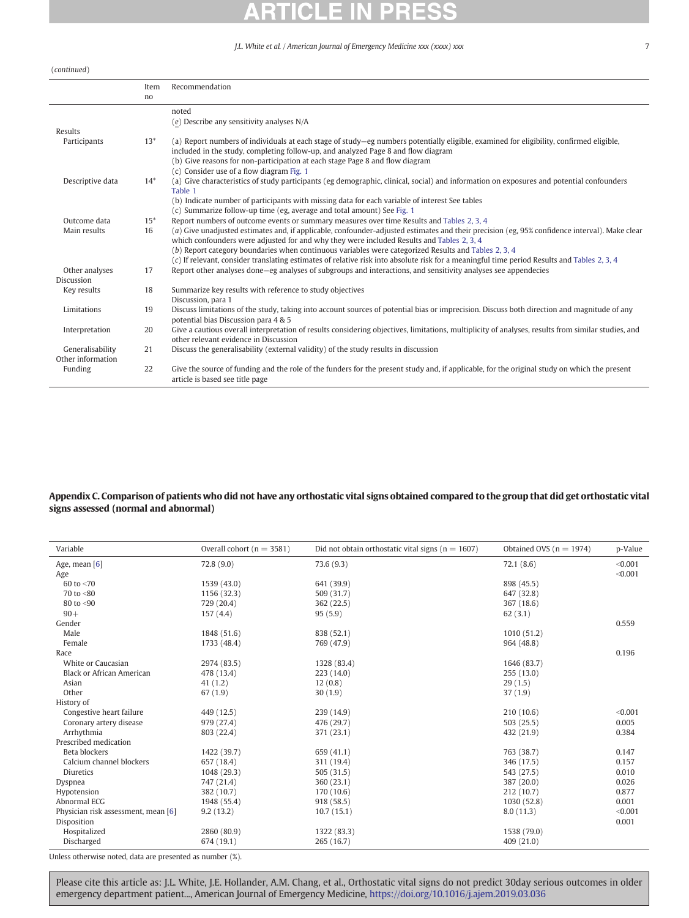(*continued*)

| | Item no | Recommendation |
|---|---|---|
| | | noted |
| | | (*e*) Describe any sensitivity analyses N/A |
| Results | | |
| Participants | 13* | (a) Report numbers of individuals at each stage of study—eg numbers potentially eligible, examined for eligibility, confirmed eligible, included in the study, completing follow-up, and analyzed Page 8 and flow diagram |
| | | (b) Give reasons for non-participation at each stage Page 8 and flow diagram |
| | | (c) Consider use of a flow diagram Fig. 1 |
| Descriptive data | 14* | (a) Give characteristics of study participants (eg demographic, clinical, social) and information on exposures and potential confounders Table 1 |
| | | (b) Indicate number of participants with missing data for each variable of interest See tables |
| | | (c) Summarize follow-up time (eg, average and total amount) See Fig. 1 |
| Outcome data | 15* | Report numbers of outcome events or summary measures over time Results and Tables 2, 3, 4 |
| Main results | 16 | (*a*) Give unadjusted estimates and, if applicable, confounder-adjusted estimates and their precision (eg, 95% confidence interval). Make clear which confounders were adjusted for and why they were included Results and Tables 2, 3, 4 |
| | | (*b*) Report category boundaries when continuous variables were categorized Results and Tables 2, 3, 4 |
| | | (*c*) If relevant, consider translating estimates of relative risk into absolute risk for a meaningful time period Results and Tables 2, 3, 4 |
| Other analyses | 17 | Report other analyses done—eg analyses of subgroups and interactions, and sensitivity analyses see appendecies |
| Discussion | | |
| Key results | 18 | Summarize key results with reference to study objectives Discussion, para 1 |
| Limitations | 19 | Discuss limitations of the study, taking into account sources of potential bias or imprecision. Discuss both direction and magnitude of any potential bias Discussion para 4 & 5 |
| Interpretation | 20 | Give a cautious overall interpretation of results considering objectives, limitations, multiplicity of analyses, results from similar studies, and other relevant evidence in Discussion |
| Generalisability | 21 | Discuss the generalisability (external validity) of the study results in discussion |
| Other information | | |
| Funding | 22 | Give the source of funding and the role of the funders for the present study and, if applicable, for the original study on which the present article is based see title page |

## Appendix C. Comparison of patients who did not have any orthostatic vital signs obtained compared to the group that did get orthostatic vital signs assessed (normal and abnormal)

| Variable | Overall cohort (n = 3581) | Did not obtain orthostatic vital signs (n = 1607) | Obtained OVS (n = 1974) | p-Value |
|---|---|---|---|---|
| Age, mean [6] | 72.8 (9.0) | 73.6 (9.3) | 72.1 (8.6) | <0.001 |
| Age | | | | <0.001 |
| 60 to <70 | 1539 (43.0) | 641 (39.9) | 898 (45.5) | |
| 70 to <80 | 1156 (32.3) | 509 (31.7) | 647 (32.8) | |
| 80 to <90 | 729 (20.4) | 362 (22.5) | 367 (18.6) | |
| 90+ | 157 (4.4) | 95 (5.9) | 62 (3.1) | |
| Gender | | | | 0.559 |
| Male | 1848 (51.6) | 838 (52.1) | 1010 (51.2) | |
| Female | 1733 (48.4) | 769 (47.9) | 964 (48.8) | |
| Race | | | | 0.196 |
| White or Caucasian | 2974 (83.5) | 1328 (83.4) | 1646 (83.7) | |
| Black or African American | 478 (13.4) | 223 (14.0) | 255 (13.0) | |
| Asian | 41 (1.2) | 12 (0.8) | 29 (1.5) | |
| Other | 67 (1.9) | 30 (1.9) | 37 (1.9) | |
| History of | | | | |
| Congestive heart failure | 449 (12.5) | 239 (14.9) | 210 (10.6) | <0.001 |
| Coronary artery disease | 979 (27.4) | 476 (29.7) | 503 (25.5) | 0.005 |
| Arrhythmia | 803 (22.4) | 371 (23.1) | 432 (21.9) | 0.384 |
| Prescribed medication | | | | |
| Beta blockers | 1422 (39.7) | 659 (41.1) | 763 (38.7) | 0.147 |
| Calcium channel blockers | 657 (18.4) | 311 (19.4) | 346 (17.5) | 0.157 |
| Diuretics | 1048 (29.3) | 505 (31.5) | 543 (27.5) | 0.010 |
| Dyspnea | 747 (21.4) | 360 (23.1) | 387 (20.0) | 0.026 |
| Hypotension | 382 (10.7) | 170 (10.6) | 212 (10.7) | 0.877 |
| Abnormal ECG | 1948 (55.4) | 918 (58.5) | 1030 (52.8) | 0.001 |
| Physician risk assessment, mean [6] | 9.2 (13.2) | 10.7 (15.1) | 8.0 (11.3) | <0.001 |
| Disposition | | | | 0.001 |
| Hospitalized | 2860 (80.9) | 1322 (83.3) | 1538 (79.0) | |
| Discharged | 674 (19.1) | 265 (16.7) | 409 (21.0) | |

Unless otherwise noted, data are presented as number (%).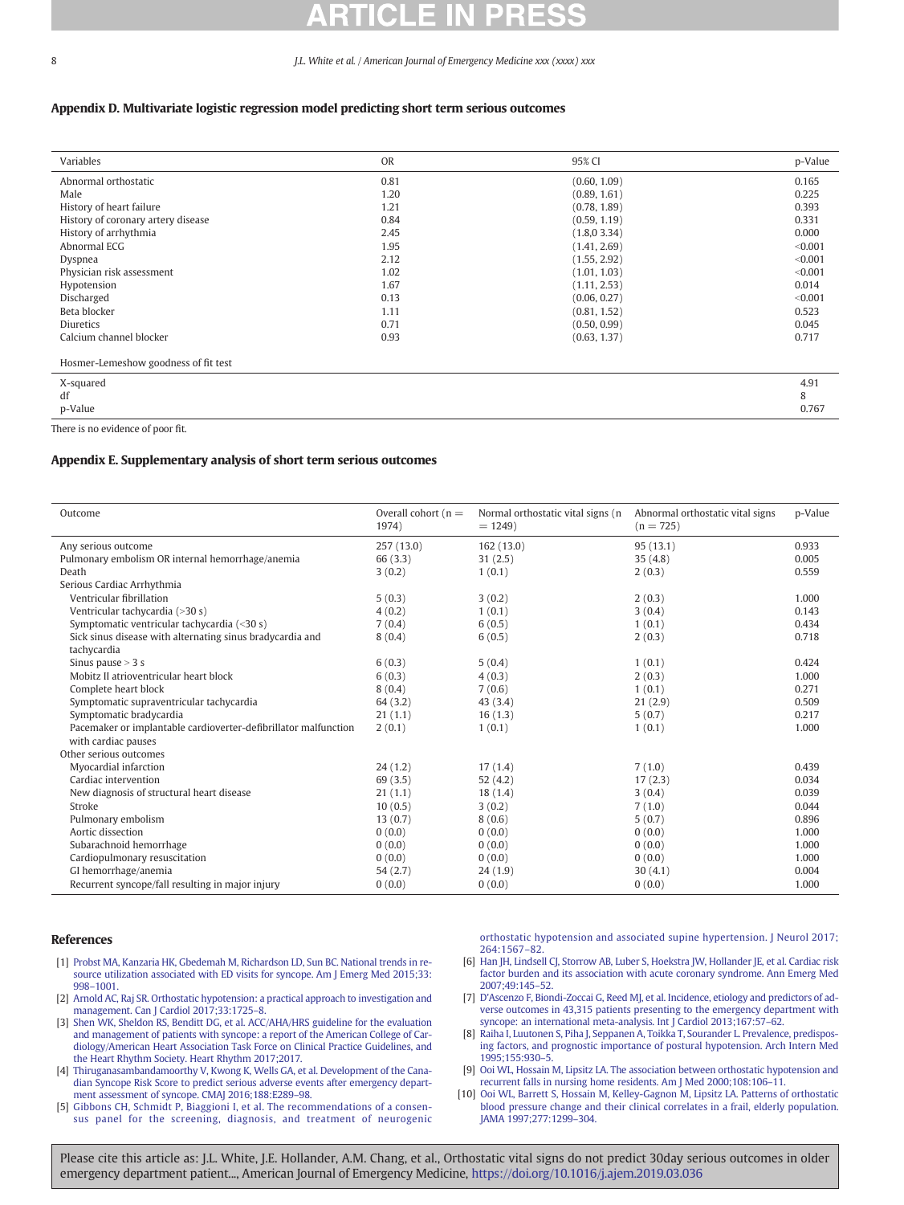## Appendix D. Multivariate logistic regression model predicting short term serious outcomes

| Variables | OR | 95% CI | p-Value |
|---|---|---|---|
| Abnormal orthostatic | 0.81 | (0.60, 1.09) | 0.165 |
| Male | 1.20 | (0.89, 1.61) | 0.225 |
| History of heart failure | 1.21 | (0.78, 1.89) | 0.393 |
| History of coronary artery disease | 0.84 | (0.59, 1.19) | 0.331 |
| History of arrhythmia | 2.45 | (1.8,0 3.34) | 0.000 |
| Abnormal ECG | 1.95 | (1.41, 2.69) | <0.001 |
| Dyspnea | 2.12 | (1.55, 2.92) | <0.001 |
| Physician risk assessment | 1.02 | (1.01, 1.03) | <0.001 |
| Hypotension | 1.67 | (1.11, 2.53) | 0.014 |
| Discharged | 0.13 | (0.06, 0.27) | <0.001 |
| Beta blocker | 1.11 | (0.81, 1.52) | 0.523 |
| Diuretics | 0.71 | (0.50, 0.99) | 0.045 |
| Calcium channel blocker | 0.93 | (0.63, 1.37) | 0.717 |

| Hosmer-Lemeshow goodness of fit test | |
|---|---|
| X-squared | 4.91 |
| df | 8 |
| p-Value | 0.767 |

There is no evidence of poor fit.

## Appendix E. Supplementary analysis of short term serious outcomes

| Outcome | Overall cohort (n = 1974) | Normal orthostatic vital signs (n = 1249) | Abnormal orthostatic vital signs (n = 725) | p-Value |
|---|---|---|---|---|
| Any serious outcome | 257 (13.0) | 162 (13.0) | 95 (13.1) | 0.933 |
| Pulmonary embolism OR internal hemorrhage/anemia | 66 (3.3) | 31 (2.5) | 35 (4.8) | 0.005 |
| Death | 3 (0.2) | 1 (0.1) | 2 (0.3) | 0.559 |
| Serious Cardiac Arrhythmia | | | | |
| Ventricular fibrillation | 5 (0.3) | 3 (0.2) | 2 (0.3) | 1.000 |
| Ventricular tachycardia (>30 s) | 4 (0.2) | 1 (0.1) | 3 (0.4) | 0.143 |
| Symptomatic ventricular tachycardia (<30 s) | 7 (0.4) | 6 (0.5) | 1 (0.1) | 0.434 |
| Sick sinus disease with alternating sinus bradycardia and tachycardia | 8 (0.4) | 6 (0.5) | 2 (0.3) | 0.718 |
| Sinus pause > 3 s | 6 (0.3) | 5 (0.4) | 1 (0.1) | 0.424 |
| Mobitz II atrioventricular heart block | 6 (0.3) | 4 (0.3) | 2 (0.3) | 1.000 |
| Complete heart block | 8 (0.4) | 7 (0.6) | 1 (0.1) | 0.271 |
| Symptomatic supraventricular tachycardia | 64 (3.2) | 43 (3.4) | 21 (2.9) | 0.509 |
| Symptomatic bradycardia | 21 (1.1) | 16 (1.3) | 5 (0.7) | 0.217 |
| Pacemaker or implantable cardioverter-defibrillator malfunction with cardiac pauses | 2 (0.1) | 1 (0.1) | 1 (0.1) | 1.000 |
| Other serious outcomes | | | | |
| Myocardial infarction | 24 (1.2) | 17 (1.4) | 7 (1.0) | 0.439 |
| Cardiac intervention | 69 (3.5) | 52 (4.2) | 17 (2.3) | 0.034 |
| New diagnosis of structural heart disease | 21 (1.1) | 18 (1.4) | 3 (0.4) | 0.039 |
| Stroke | 10 (0.5) | 3 (0.2) | 7 (1.0) | 0.044 |
| Pulmonary embolism | 13 (0.7) | 8 (0.6) | 5 (0.7) | 0.896 |
| Aortic dissection | 0 (0.0) | 0 (0.0) | 0 (0.0) | 1.000 |
| Subarachnoid hemorrhage | 0 (0.0) | 0 (0.0) | 0 (0.0) | 1.000 |
| Cardiopulmonary resuscitation | 0 (0.0) | 0 (0.0) | 0 (0.0) | 1.000 |
| GI hemorrhage/anemia | 54 (2.7) | 24 (1.9) | 30 (4.1) | 0.004 |
| Recurrent syncope/fall resulting in major injury | 0 (0.0) | 0 (0.0) | 0 (0.0) | 1.000 |

## References

[1] Probst MA, Kanzaria HK, Gbedemah M, Richardson LD, Sun BC. National trends in resource utilization associated with ED visits for syncope. Am J Emerg Med 2015;33:998–1001.

[2] Arnold AC, Raj SR. Orthostatic hypotension: a practical approach to investigation and management. Can J Cardiol 2017;33:1725–8.

[3] Shen WK, Sheldon RS, Benditt DG, et al. ACC/AHA/HRS guideline for the evaluation and management of patients with syncope: a report of the American College of Cardiology/American Heart Association Task Force on Clinical Practice Guidelines, and the Heart Rhythm Society. Heart Rhythm 2017;2017.

[4] Thiruganasambandamoorthy V, Kwong K, Wells GA, et al. Development of the Canadian Syncope Risk Score to predict serious adverse events after emergency department assessment of syncope. CMAJ 2016;188:E289–98.

[5] Gibbons CH, Schmidt P, Biaggioni I, et al. The recommendations of a consensus panel for the screening, diagnosis, and treatment of neurogenic orthostatic hypotension and associated supine hypertension. J Neurol 2017;264:1567–82.

[6] Han JH, Lindsell CJ, Storrow AB, Luber S, Hoekstra JW, Hollander JE, et al. Cardiac risk factor burden and its association with acute coronary syndrome. Ann Emerg Med 2007;49:145–52.

[7] D'Ascenzo F, Biondi-Zoccai G, Reed MJ, et al. Incidence, etiology and predictors of adverse outcomes in 43,315 patients presenting to the emergency department with syncope: an international meta-analysis. Int J Cardiol 2013;167:57–62.

[8] Raiha I, Luutonen S, Piha J, Seppanen A, Toikka T, Sourander L. Prevalence, predisposing factors, and prognostic importance of postural hypotension. Arch Intern Med 1995;155:930–5.

[9] Ooi WL, Hossain M, Lipsitz LA. The association between orthostatic hypotension and recurrent falls in nursing home residents. Am J Med 2000;108:106–11.

[10] Ooi WL, Barrett S, Hossain M, Kelley-Gagnon M, Lipsitz LA. Patterns of orthostatic blood pressure change and their clinical correlates in a frail, elderly population. JAMA 1997;277:1299–304.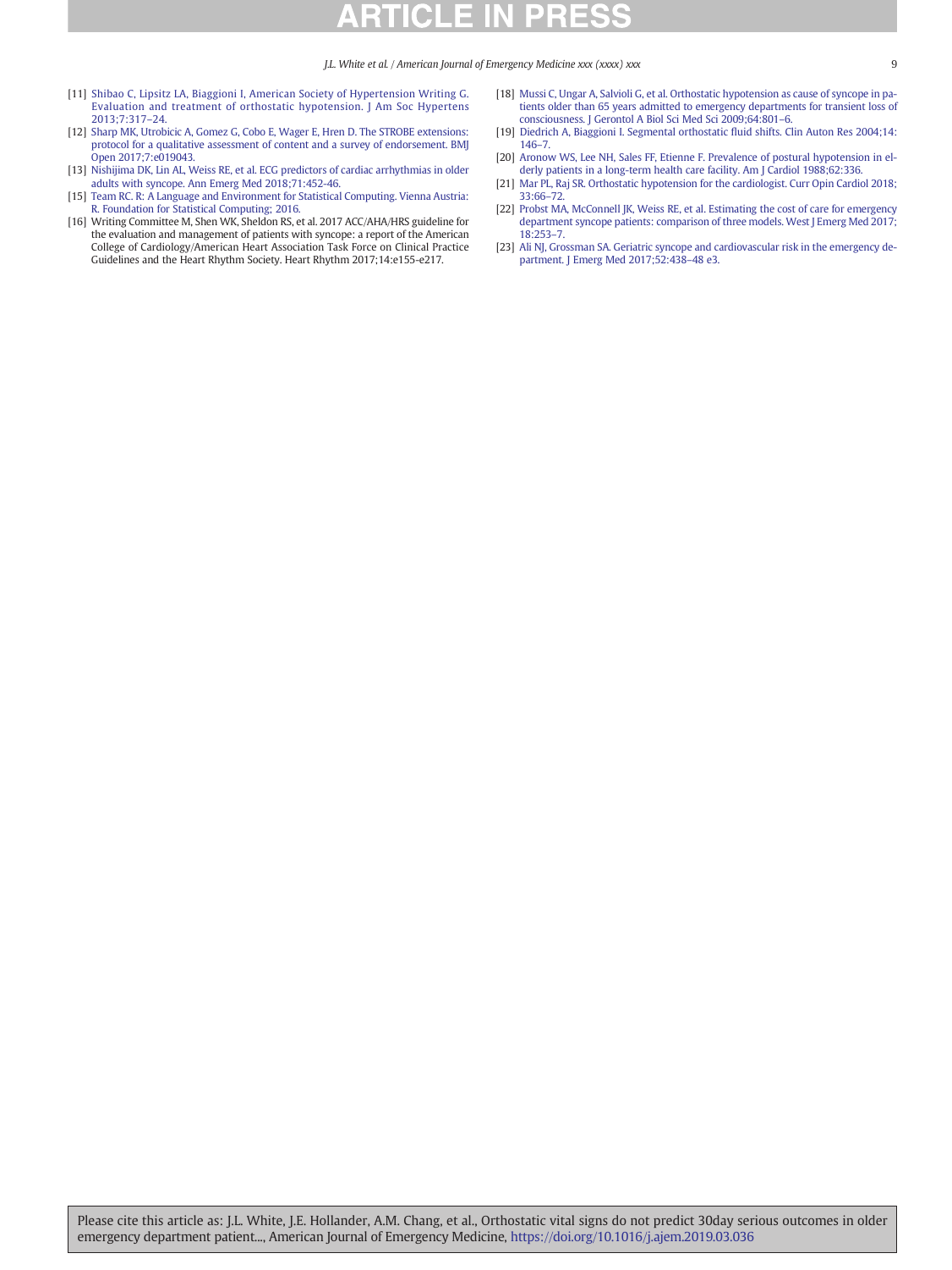[11] Shibao C, Lipsitz LA, Biaggioni I, American Society of Hypertension Writing G. Evaluation and treatment of orthostatic hypotension. J Am Soc Hypertens 2013;7:317–24.

[12] Sharp MK, Utrobicic A, Gomez G, Cobo E, Wager E, Hren D. The STROBE extensions: protocol for a qualitative assessment of content and a survey of endorsement. BMJ Open 2017;7:e019043.

[13] Nishijima DK, Lin AL, Weiss RE, et al. ECG predictors of cardiac arrhythmias in older adults with syncope. Ann Emerg Med 2018;71:452-46.

[15] Team RC. R: A Language and Environment for Statistical Computing. Vienna Austria: R. Foundation for Statistical Computing; 2016.

[16] Writing Committee M, Shen WK, Sheldon RS, et al. 2017 ACC/AHA/HRS guideline for the evaluation and management of patients with syncope: a report of the American College of Cardiology/American Heart Association Task Force on Clinical Practice Guidelines and the Heart Rhythm Society. Heart Rhythm 2017;14:e155-e217.

[18] Mussi C, Ungar A, Salvioli G, et al. Orthostatic hypotension as cause of syncope in patients older than 65 years admitted to emergency departments for transient loss of consciousness. J Gerontol A Biol Sci Med Sci 2009;64:801–6.

[19] Diedrich A, Biaggioni I. Segmental orthostatic fluid shifts. Clin Auton Res 2004;14: 146–7.

[20] Aronow WS, Lee NH, Sales FF, Etienne F. Prevalence of postural hypotension in elderly patients in a long-term health care facility. Am J Cardiol 1988;62:336.

[21] Mar PL, Raj SR. Orthostatic hypotension for the cardiologist. Curr Opin Cardiol 2018; 33:66–72.

[22] Probst MA, McConnell JK, Weiss RE, et al. Estimating the cost of care for emergency department syncope patients: comparison of three models. West J Emerg Med 2017; 18:253–7.

[23] Ali NJ, Grossman SA. Geriatric syncope and cardiovascular risk in the emergency department. J Emerg Med 2017;52:438–48 e3.